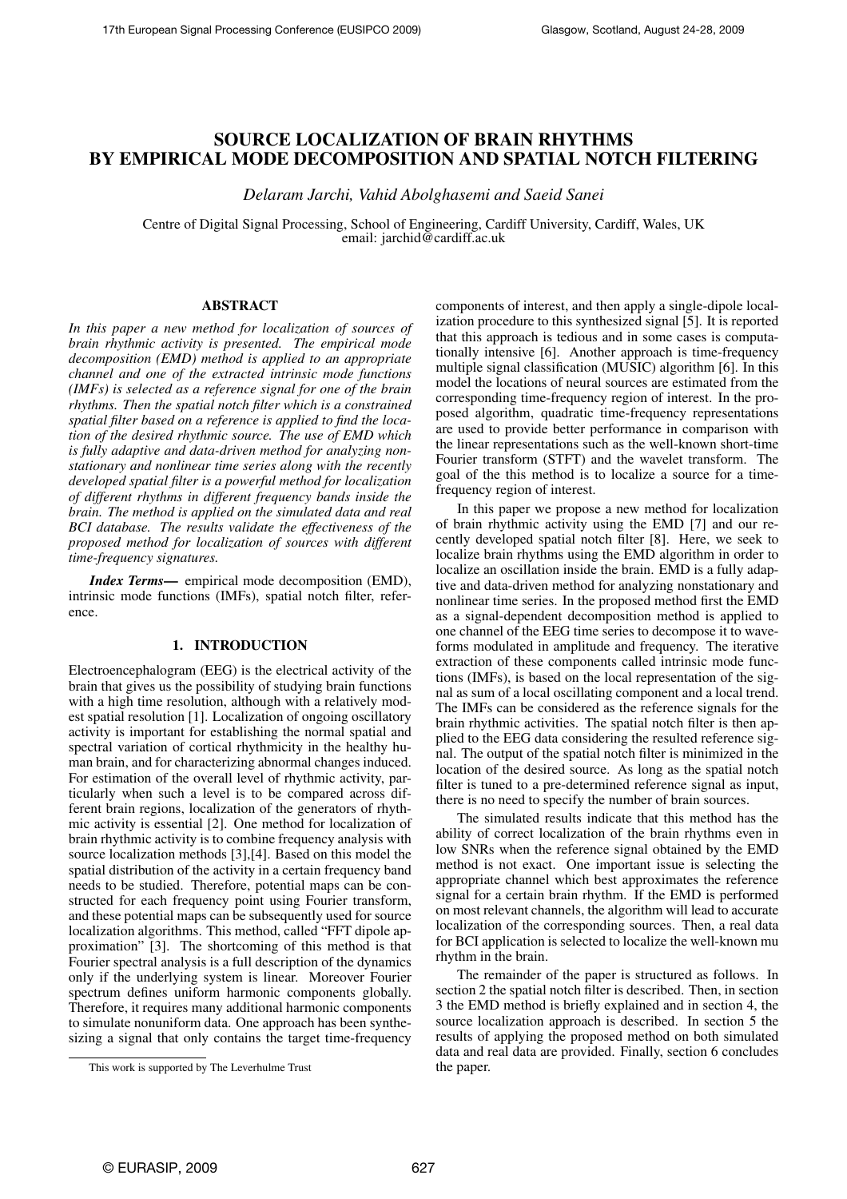# SOURCE LOCALIZATION OF BRAIN RHYTHMS BY EMPIRICAL MODE DECOMPOSITION AND SPATIAL NOTCH FILTERING

*Delaram Jarchi, Vahid Abolghasemi and Saeid Sanei*

Centre of Digital Signal Processing, School of Engineering, Cardiff University, Cardiff, Wales, UK
email: jarchid@cardiff.ac.uk

## ABSTRACT

*In this paper a new method for localization of sources of brain rhythmic activity is presented. The empirical mode decomposition (EMD) method is applied to an appropriate channel and one of the extracted intrinsic mode functions (IMFs) is selected as a reference signal for one of the brain rhythms. Then the spatial notch filter which is a constrained spatial filter based on a reference is applied to find the location of the desired rhythmic source. The use of EMD which is fully adaptive and data-driven method for analyzing nonstationary and nonlinear time series along with the recently developed spatial filter is a powerful method for localization of different rhythms in different frequency bands inside the brain. The method is applied on the simulated data and real BCI database. The results validate the effectiveness of the proposed method for localization of sources with different time-frequency signatures.*

***Index Terms—*** empirical mode decomposition (EMD), intrinsic mode functions (IMFs), spatial notch filter, reference.

## 1. INTRODUCTION

Electroencephalogram (EEG) is the electrical activity of the brain that gives us the possibility of studying brain functions with a high time resolution, although with a relatively modest spatial resolution [1]. Localization of ongoing oscillatory activity is important for establishing the normal spatial and spectral variation of cortical rhythmicity in the healthy human brain, and for characterizing abnormal changes induced. For estimation of the overall level of rhythmic activity, particularly when such a level is to be compared across different brain regions, localization of the generators of rhythmic activity is essential [2]. One method for localization of brain rhythmic activity is to combine frequency analysis with source localization methods [3],[4]. Based on this model the spatial distribution of the activity in a certain frequency band needs to be studied. Therefore, potential maps can be constructed for each frequency point using Fourier transform, and these potential maps can be subsequently used for source localization algorithms. This method, called "FFT dipole approximation" [3]. The shortcoming of this method is that Fourier spectral analysis is a full description of the dynamics only if the underlying system is linear. Moreover Fourier spectrum defines uniform harmonic components globally. Therefore, it requires many additional harmonic components to simulate nonuniform data. One approach has been synthesizing a signal that only contains the target time-frequency components of interest, and then apply a single-dipole localization procedure to this synthesized signal [5]. It is reported that this approach is tedious and in some cases is computationally intensive [6]. Another approach is time-frequency multiple signal classification (MUSIC) algorithm [6]. In this model the locations of neural sources are estimated from the corresponding time-frequency region of interest. In the proposed algorithm, quadratic time-frequency representations are used to provide better performance in comparison with the linear representations such as the well-known short-time Fourier transform (STFT) and the wavelet transform. The goal of the this method is to localize a source for a time-frequency region of interest.

In this paper we propose a new method for localization of brain rhythmic activity using the EMD [7] and our recently developed spatial notch filter [8]. Here, we seek to localize brain rhythms using the EMD algorithm in order to localize an oscillation inside the brain. EMD is a fully adaptive and data-driven method for analyzing nonstationary and nonlinear time series. In the proposed method first the EMD as a signal-dependent decomposition method is applied to one channel of the EEG time series to decompose it to waveforms modulated in amplitude and frequency. The iterative extraction of these components called intrinsic mode functions (IMFs), is based on the local representation of the signal as sum of a local oscillating component and a local trend. The IMFs can be considered as the reference signals for the brain rhythmic activities. The spatial notch filter is then applied to the EEG data considering the resulted reference signal. The output of the spatial notch filter is minimized in the location of the desired source. As long as the spatial notch filter is tuned to a pre-determined reference signal as input, there is no need to specify the number of brain sources.

The simulated results indicate that this method has the ability of correct localization of the brain rhythms even in low SNRs when the reference signal obtained by the EMD method is not exact. One important issue is selecting the appropriate channel which best approximates the reference signal for a certain brain rhythm. If the EMD is performed on most relevant channels, the algorithm will lead to accurate localization of the corresponding sources. Then, a real data for BCI application is selected to localize the well-known mu rhythm in the brain.

The remainder of the paper is structured as follows. In section 2 the spatial notch filter is described. Then, in section 3 the EMD method is briefly explained and in section 4, the source localization approach is described. In section 5 the results of applying the proposed method on both simulated data and real data are provided. Finally, section 6 concludes the paper.

This work is supported by The Leverhulme Trust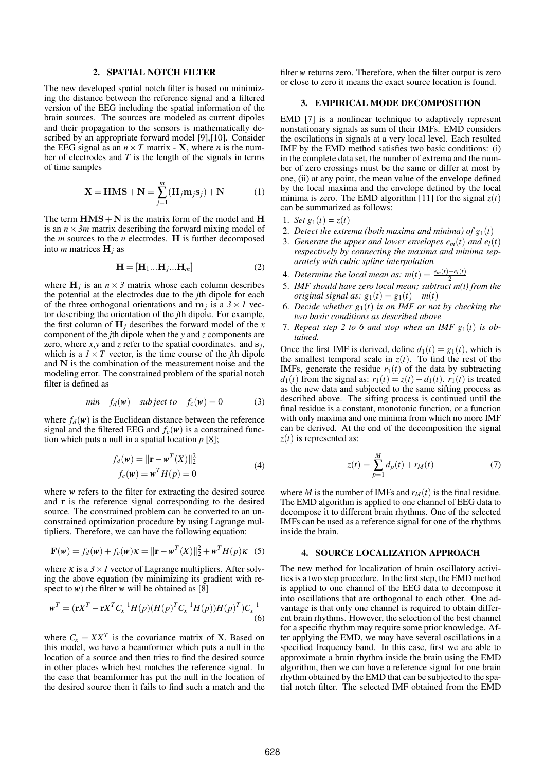## 2. SPATIAL NOTCH FILTER

The new developed spatial notch filter is based on minimizing the distance between the reference signal and a filtered version of the EEG including the spatial information of the brain sources. The sources are modeled as current dipoles and their propagation to the sensors is mathematically described by an appropriate forward model [9],[10]. Consider the EEG signal as an $n \times T$ matrix - $\mathbf{X}$, where $n$ is the number of electrodes and $T$ is the length of the signals in terms of time samples

$$\mathbf{X} = \mathbf{HMS} + \mathbf{N} = \sum_{j=1}^{m} (\mathbf{H}_j \mathbf{m}_j \mathbf{s}_j) + \mathbf{N} \tag{1}$$

The term $\mathbf{HMS} + \mathbf{N}$ is the matrix form of the model and $\mathbf{H}$ is an $n \times 3m$ matrix describing the forward mixing model of the $m$ sources to the $n$ electrodes. $\mathbf{H}$ is further decomposed into $m$ matrices $\mathbf{H}_j$ as

$$\mathbf{H} = [\mathbf{H}_1 ... \mathbf{H}_j ... \mathbf{H}_m] \tag{2}$$

where $\mathbf{H}_j$ is an $n \times 3$ matrix whose each column describes the potential at the electrodes due to the $j$th dipole for each of the three orthogonal orientations and $\mathbf{m}_j$ is a $3 \times 1$ vector describing the orientation of the $j$th dipole. For example, the first column of $\mathbf{H}_j$ describes the forward model of the $x$ component of the $j$th dipole when the $y$ and $z$ components are zero, where $x$,$y$ and $z$ refer to the spatial coordinates. and $\mathbf{s}_j$, which is a $1 \times T$ vector, is the time course of the $j$th dipole and $\mathbf{N}$ is the combination of the measurement noise and the modeling error. The constrained problem of the spatial notch filter is defined as

$$min \quad f_d(\boldsymbol{w}) \quad subject\ to \quad f_c(\boldsymbol{w}) = 0 \tag{3}$$

where $f_d(\boldsymbol{w})$ is the Euclidean distance between the reference signal and the filtered EEG and $f_c(\boldsymbol{w})$ is a constrained function which puts a null in a spatial location $p$ [8];

$$\begin{aligned} f_d(\boldsymbol{w}) &= \|\mathbf{r} - \boldsymbol{w}^T(X)\|_2^2 \\ f_c(\boldsymbol{w}) &= \boldsymbol{w}^T H(p) = 0 \end{aligned} \tag{4}$$

where $\boldsymbol{w}$ refers to the filter for extracting the desired source and $\mathbf{r}$ is the reference signal corresponding to the desired source. The constrained problem can be converted to an unconstrained optimization procedure by using Lagrange multipliers. Therefore, we can have the following equation:

$$\mathbf{F}(\boldsymbol{w}) = f_d(\boldsymbol{w}) + f_c(\boldsymbol{w})\kappa = \|\mathbf{r} - \boldsymbol{w}^T(X)\|_2^2 + \boldsymbol{w}^T H(p)\kappa \tag{5}$$

where $\kappa$ is a $3 \times 1$ vector of Lagrange multipliers. After solving the above equation (by minimizing its gradient with respect to $\boldsymbol{w}$) the filter $\boldsymbol{w}$ will be obtained as [8]

$$\boldsymbol{w}^T = (\mathbf{r}X^T - \mathbf{r}X^T C_x^{-1} H(p)(H(p)^T C_x^{-1} H(p)) H(p)^T) C_x^{-1} \tag{6}$$

where $C_x = XX^T$ is the covariance matrix of X. Based on this model, we have a beamformer which puts a null in the location of a source and then tries to find the desired source in other places which best matches the reference signal. In the case that beamformer has put the null in the location of the desired source then it fails to find such a match and the filter $\boldsymbol{w}$ returns zero. Therefore, when the filter output is zero or close to zero it means the exact source location is found.

## 3. EMPIRICAL MODE DECOMPOSITION

EMD [7] is a nonlinear technique to adaptively represent nonstationary signals as sum of their IMFs. EMD considers the oscillations in signals at a very local level. Each resulted IMF by the EMD method satisfies two basic conditions: (i) in the complete data set, the number of extrema and the number of zero crossings must be the same or differ at most by one, (ii) at any point, the mean value of the envelope defined by the local maxima and the envelope defined by the local minima is zero. The EMD algorithm [11] for the signal $z(t)$ can be summarized as follows:

1. *Set* $g_1(t) = z(t)$
2. *Detect the extrema (both maxima and minima) of* $g_1(t)$
3. *Generate the upper and lower envelopes* $e_m(t)$ *and* $e_l(t)$ *respectively by connecting the maxima and minima separately with cubic spline interpolation*
4. *Determine the local mean as:* $m(t) = \frac{e_m(t)+e_l(t)}{2}$
5. *IMF should have zero local mean; subtract m(t) from the original signal as:* $g_1(t) = g_1(t) - m(t)$
6. *Decide whether* $g_1(t)$ *is an IMF or not by checking the two basic conditions as described above*
7. *Repeat step 2 to 6 and stop when an IMF* $g_1(t)$ *is obtained.*

Once the first IMF is derived, define $d_1(t) = g_1(t)$, which is the smallest temporal scale in $z(t)$. To find the rest of the IMFs, generate the residue $r_1(t)$ of the data by subtracting $d_1(t)$ from the signal as: $r_1(t) = z(t) - d_1(t)$. $r_1(t)$ is treated as the new data and subjected to the same sifting process as described above. The sifting process is continued until the final residue is a constant, monotonic function, or a function with only maxima and one minima from which no more IMF can be derived. At the end of the decomposition the signal $z(t)$ is represented as:

$$z(t) = \sum_{p=1}^{M} d_p(t) + r_M(t) \tag{7}$$

where $M$ is the number of IMFs and $r_M(t)$ is the final residue. The EMD algorithm is applied to one channel of EEG data to decompose it to different brain rhythms. One of the selected IMFs can be used as a reference signal for one of the rhythms inside the brain.

## 4. SOURCE LOCALIZATION APPROACH

The new method for localization of brain oscillatory activities is a two step procedure. In the first step, the EMD method is applied to one channel of the EEG data to decompose it into oscillations that are orthogonal to each other. One advantage is that only one channel is required to obtain different brain rhythms. However, the selection of the best channel for a specific rhythm may require some prior knowledge. After applying the EMD, we may have several oscillations in a specified frequency band. In this case, first we are able to approximate a brain rhythm inside the brain using the EMD algorithm, then we can have a reference signal for one brain rhythm obtained by the EMD that can be subjected to the spatial notch filter. The selected IMF obtained from the EMD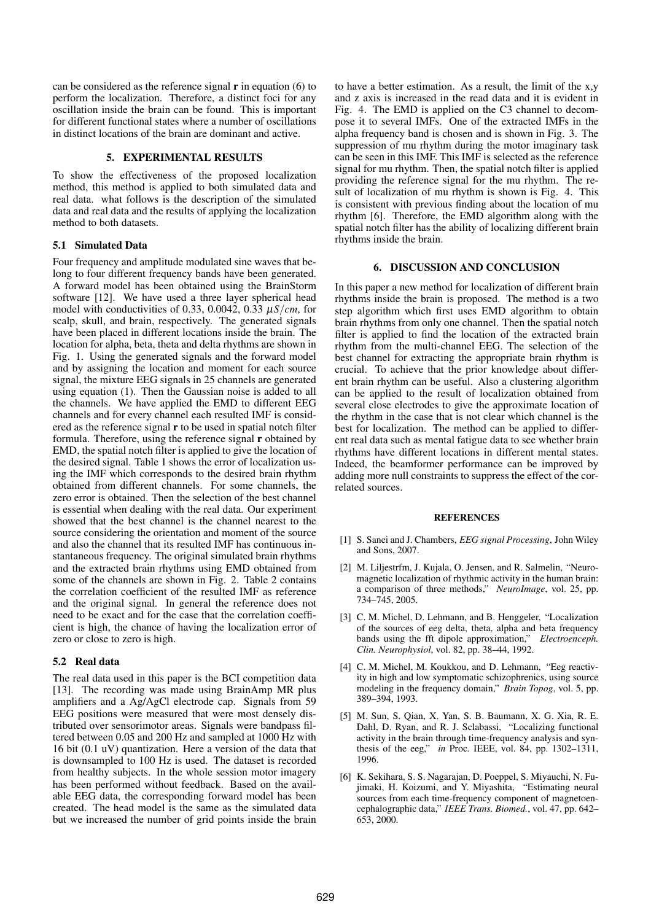can be considered as the reference signal **r** in equation (6) to perform the localization. Therefore, a distinct foci for any oscillation inside the brain can be found. This is important for different functional states where a number of oscillations in distinct locations of the brain are dominant and active.

## 5. EXPERIMENTAL RESULTS

To show the effectiveness of the proposed localization method, this method is applied to both simulated data and real data. what follows is the description of the simulated data and real data and the results of applying the localization method to both datasets.

### 5.1 Simulated Data

Four frequency and amplitude modulated sine waves that belong to four different frequency bands have been generated. A forward model has been obtained using the BrainStorm software [12]. We have used a three layer spherical head model with conductivities of 0.33, 0.0042, 0.33 $\mu S/cm$, for scalp, skull, and brain, respectively. The generated signals have been placed in different locations inside the brain. The location for alpha, beta, theta and delta rhythms are shown in Fig. 1. Using the generated signals and the forward model and by assigning the location and moment for each source signal, the mixture EEG signals in 25 channels are generated using equation (1). Then the Gaussian noise is added to all the channels. We have applied the EMD to different EEG channels and for every channel each resulted IMF is considered as the reference signal **r** to be used in spatial notch filter formula. Therefore, using the reference signal **r** obtained by EMD, the spatial notch filter is applied to give the location of the desired signal. Table 1 shows the error of localization using the IMF which corresponds to the desired brain rhythm obtained from different channels. For some channels, the zero error is obtained. Then the selection of the best channel is essential when dealing with the real data. Our experiment showed that the best channel is the channel nearest to the source considering the orientation and moment of the source and also the channel that its resulted IMF has continuous instantaneous frequency. The original simulated brain rhythms and the extracted brain rhythms using EMD obtained from some of the channels are shown in Fig. 2. Table 2 contains the correlation coefficient of the resulted IMF as reference and the original signal. In general the reference does not need to be exact and for the case that the correlation coefficient is high, the chance of having the localization error of zero or close to zero is high.

### 5.2 Real data

The real data used in this paper is the BCI competition data [13]. The recording was made using BrainAmp MR plus amplifiers and a Ag/AgCl electrode cap. Signals from 59 EEG positions were measured that were most densely distributed over sensorimotor areas. Signals were bandpass filtered between 0.05 and 200 Hz and sampled at 1000 Hz with 16 bit (0.1 uV) quantization. Here a version of the data that is downsampled to 100 Hz is used. The dataset is recorded from healthy subjects. In the whole session motor imagery has been performed without feedback. Based on the available EEG data, the corresponding forward model has been created. The head model is the same as the simulated data but we increased the number of grid points inside the brain to have a better estimation. As a result, the limit of the x,y and z axis is increased in the read data and it is evident in Fig. 4. The EMD is applied on the C3 channel to decompose it to several IMFs. One of the extracted IMFs in the alpha frequency band is chosen and is shown in Fig. 3. The suppression of mu rhythm during the motor imaginary task can be seen in this IMF. This IMF is selected as the reference signal for mu rhythm. Then, the spatial notch filter is applied providing the reference signal for the mu rhythm. The result of localization of mu rhythm is shown is Fig. 4. This is consistent with previous finding about the location of mu rhythm [6]. Therefore, the EMD algorithm along with the spatial notch filter has the ability of localizing different brain rhythms inside the brain.

## 6. DISCUSSION AND CONCLUSION

In this paper a new method for localization of different brain rhythms inside the brain is proposed. The method is a two step algorithm which first uses EMD algorithm to obtain brain rhythms from only one channel. Then the spatial notch filter is applied to find the location of the extracted brain rhythm from the multi-channel EEG. The selection of the best channel for extracting the appropriate brain rhythm is crucial. To achieve that the prior knowledge about different brain rhythm can be useful. Also a clustering algorithm can be applied to the result of localization obtained from several close electrodes to give the approximate location of the rhythm in the case that is not clear which channel is the best for localization. The method can be applied to different real data such as mental fatigue data to see whether brain rhythms have different locations in different mental states. Indeed, the beamformer performance can be improved by adding more null constraints to suppress the effect of the correlated sources.

## REFERENCES

[1] S. Sanei and J. Chambers, *EEG signal Processing*, John Wiley and Sons, 2007.

[2] M. Liljestrfm, J. Kujala, O. Jensen, and R. Salmelin, "Neuromagnetic localization of rhythmic activity in the human brain: a comparison of three methods," *NeuroImage*, vol. 25, pp. 734–745, 2005.

[3] C. M. Michel, D. Lehmann, and B. Henggeler, "Localization of the sources of eeg delta, theta, alpha and beta frequency bands using the fft dipole approximation," *Electroenceph. Clin. Neurophysiol*, vol. 82, pp. 38–44, 1992.

[4] C. M. Michel, M. Koukkou, and D. Lehmann, "Eeg reactivity in high and low symptomatic schizophrenics, using source modeling in the frequency domain," *Brain Topog*, vol. 5, pp. 389–394, 1993.

[5] M. Sun, S. Qian, X. Yan, S. B. Baumann, X. G. Xia, R. E. Dahl, D. Ryan, and R. J. Sclabassi, "Localizing functional activity in the brain through time-frequency analysis and synthesis of the eeg," *in* Proc. IEEE, vol. 84, pp. 1302–1311, 1996.

[6] K. Sekihara, S. S. Nagarajan, D. Poeppel, S. Miyauchi, N. Fujimaki, H. Koizumi, and Y. Miyashita, "Estimating neural sources from each time-frequency component of magnetoencephalographic data," *IEEE Trans. Biomed.*, vol. 47, pp. 642–653, 2000.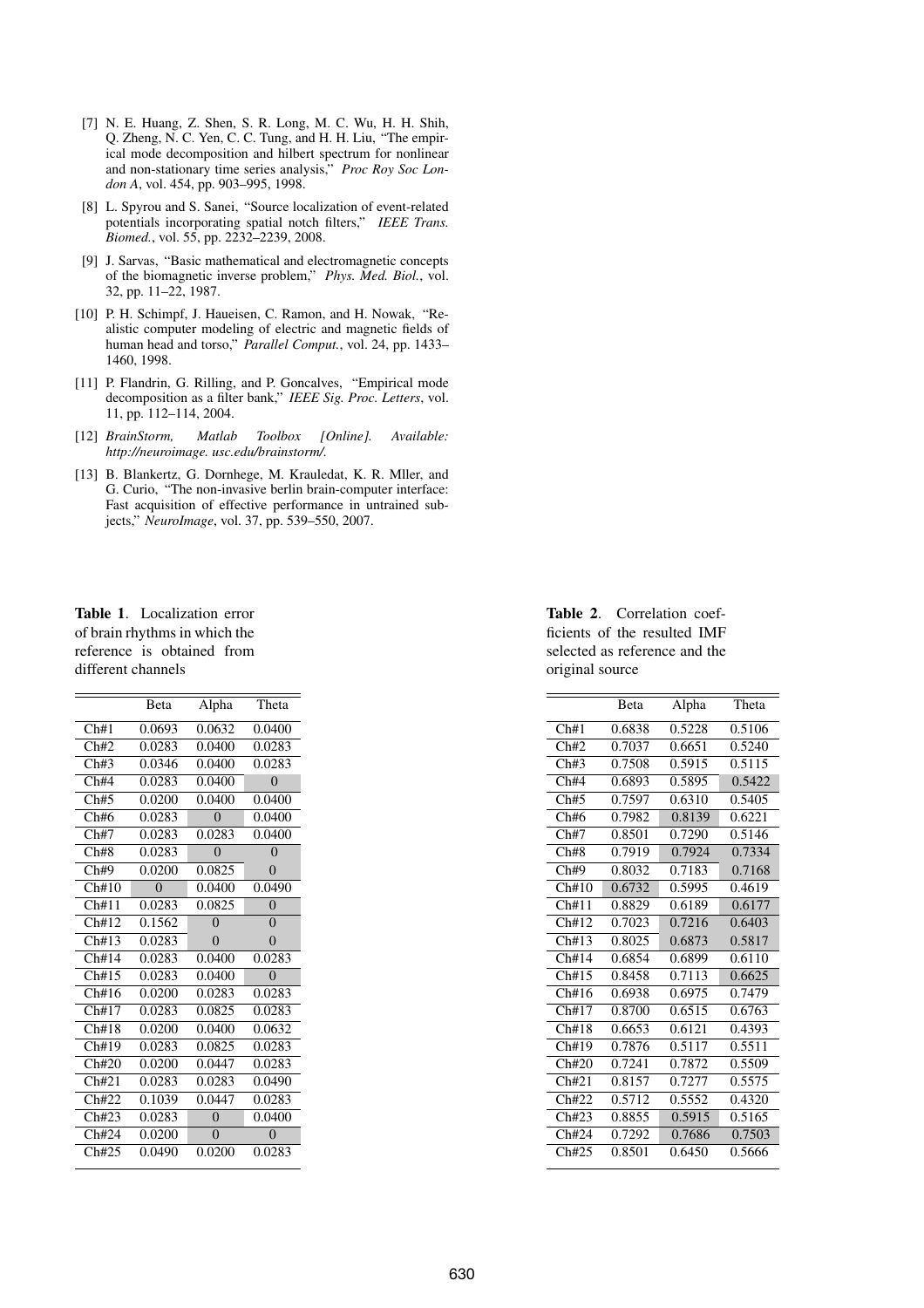[7] N. E. Huang, Z. Shen, S. R. Long, M. C. Wu, H. H. Shih, Q. Zheng, N. C. Yen, C. C. Tung, and H. H. Liu, "The empirical mode decomposition and hilbert spectrum for nonlinear and non-stationary time series analysis," *Proc Roy Soc London A*, vol. 454, pp. 903–995, 1998.

[8] L. Spyrou and S. Sanei, "Source localization of event-related potentials incorporating spatial notch filters," *IEEE Trans. Biomed.*, vol. 55, pp. 2232–2239, 2008.

[9] J. Sarvas, "Basic mathematical and electromagnetic concepts of the biomagnetic inverse problem," *Phys. Med. Biol.*, vol. 32, pp. 11–22, 1987.

[10] P. H. Schimpf, J. Haueisen, C. Ramon, and H. Nowak, "Realistic computer modeling of electric and magnetic fields of human head and torso," *Parallel Comput.*, vol. 24, pp. 1433–1460, 1998.

[11] P. Flandrin, G. Rilling, and P. Goncalves, "Empirical mode decomposition as a filter bank," *IEEE Sig. Proc. Letters*, vol. 11, pp. 112–114, 2004.

[12] *BrainStorm, Matlab Toolbox [Online]. Available: http://neuroimage. usc.edu/brainstorm/.*

[13] B. Blankertz, G. Dornhege, M. Krauledat, K. R. Mller, and G. Curio, "The non-invasive berlin brain-computer interface: Fast acquisition of effective performance in untrained subjects," *NeuroImage*, vol. 37, pp. 539–550, 2007.

**Table 1**. Localization error of brain rhythms in which the reference is obtained from different channels

| | Beta | Alpha | Theta |
|---|---|---|---|
| Ch#1 | 0.0693 | 0.0632 | 0.0400 |
| Ch#2 | 0.0283 | 0.0400 | 0.0283 |
| Ch#3 | 0.0346 | 0.0400 | 0.0283 |
| Ch#4 | 0.0283 | 0.0400 | 0 |
| Ch#5 | 0.0200 | 0.0400 | 0.0400 |
| Ch#6 | 0.0283 | 0 | 0.0400 |
| Ch#7 | 0.0283 | 0.0283 | 0.0400 |
| Ch#8 | 0.0283 | 0 | 0 |
| Ch#9 | 0.0200 | 0.0825 | 0 |
| Ch#10 | 0 | 0.0400 | 0.0490 |
| Ch#11 | 0.0283 | 0.0825 | 0 |
| Ch#12 | 0.1562 | 0 | 0 |
| Ch#13 | 0.0283 | 0 | 0 |
| Ch#14 | 0.0283 | 0.0400 | 0.0283 |
| Ch#15 | 0.0283 | 0.0400 | 0 |
| Ch#16 | 0.0200 | 0.0283 | 0.0283 |
| Ch#17 | 0.0283 | 0.0825 | 0.0283 |
| Ch#18 | 0.0200 | 0.0400 | 0.0632 |
| Ch#19 | 0.0283 | 0.0825 | 0.0283 |
| Ch#20 | 0.0200 | 0.0447 | 0.0283 |
| Ch#21 | 0.0283 | 0.0283 | 0.0490 |
| Ch#22 | 0.1039 | 0.0447 | 0.0283 |
| Ch#23 | 0.0283 | 0 | 0.0400 |
| Ch#24 | 0.0200 | 0 | 0 |
| Ch#25 | 0.0490 | 0.0200 | 0.0283 |

**Table 2**. Correlation coefficients of the resulted IMF selected as reference and the original source

| | Beta | Alpha | Theta |
|---|---|---|---|
| Ch#1 | 0.6838 | 0.5228 | 0.5106 |
| Ch#2 | 0.7037 | 0.6651 | 0.5240 |
| Ch#3 | 0.7508 | 0.5915 | 0.5115 |
| Ch#4 | 0.6893 | 0.5895 | 0.5422 |
| Ch#5 | 0.7597 | 0.6310 | 0.5405 |
| Ch#6 | 0.7982 | 0.8139 | 0.6221 |
| Ch#7 | 0.8501 | 0.7290 | 0.5146 |
| Ch#8 | 0.7919 | 0.7924 | 0.7334 |
| Ch#9 | 0.8032 | 0.7183 | 0.7168 |
| Ch#10 | 0.6732 | 0.5995 | 0.4619 |
| Ch#11 | 0.8829 | 0.6189 | 0.6177 |
| Ch#12 | 0.7023 | 0.7216 | 0.6403 |
| Ch#13 | 0.8025 | 0.6873 | 0.5817 |
| Ch#14 | 0.6854 | 0.6899 | 0.6110 |
| Ch#15 | 0.8458 | 0.7113 | 0.6625 |
| Ch#16 | 0.6938 | 0.6975 | 0.7479 |
| Ch#17 | 0.8700 | 0.6515 | 0.6763 |
| Ch#18 | 0.6653 | 0.6121 | 0.4393 |
| Ch#19 | 0.7876 | 0.5117 | 0.5511 |
| Ch#20 | 0.7241 | 0.7872 | 0.5509 |
| Ch#21 | 0.8157 | 0.7277 | 0.5575 |
| Ch#22 | 0.5712 | 0.5552 | 0.4320 |
| Ch#23 | 0.8855 | 0.5915 | 0.5165 |
| Ch#24 | 0.7292 | 0.7686 | 0.7503 |
| Ch#25 | 0.8501 | 0.6450 | 0.5666 |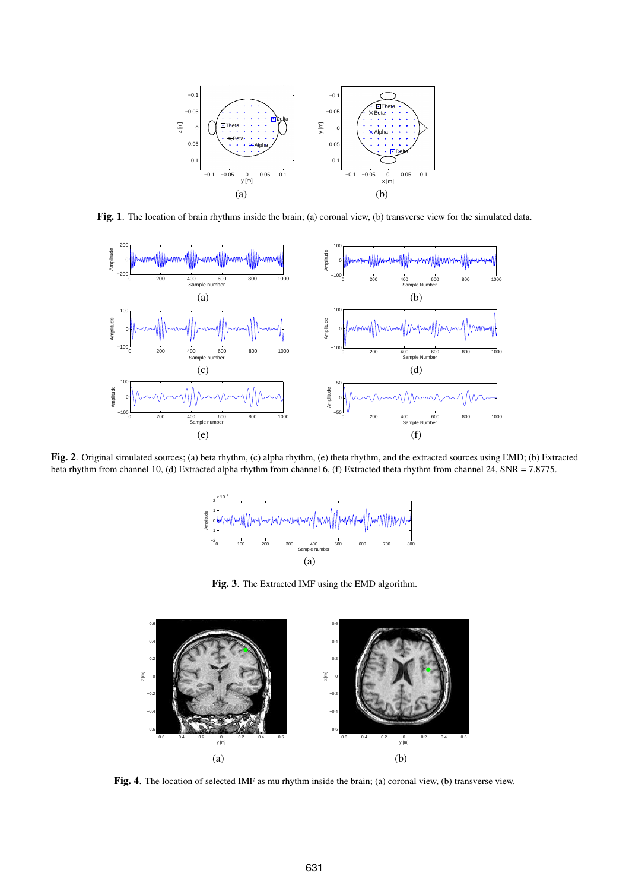(a)

(b)

**Fig. 1**. The location of brain rhythms inside the brain; (a) coronal view, (b) transverse view for the simulated data.

(a)

(b)

(c)

(d)

(e)

(f)

**Fig. 2**. Original simulated sources; (a) beta rhythm, (c) alpha rhythm, (e) theta rhythm, and the extracted sources using EMD; (b) Extracted beta rhythm from channel 10, (d) Extracted alpha rhythm from channel 6, (f) Extracted theta rhythm from channel 24, SNR = 7.8775.

(a)

**Fig. 3**. The Extracted IMF using the EMD algorithm.

(a)

(b)

**Fig. 4**. The location of selected IMF as mu rhythm inside the brain; (a) coronal view, (b) transverse view.